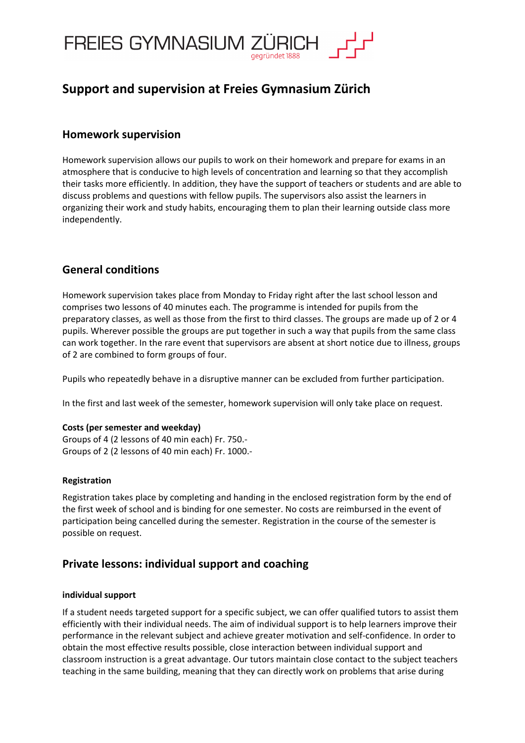FREIES GYMNASIUM ZÜRICH
gegründet 1888

# Support and supervision at Freies Gymnasium Zürich

## Homework supervision

Homework supervision allows our pupils to work on their homework and prepare for exams in an atmosphere that is conducive to high levels of concentration and learning so that they accomplish their tasks more efficiently. In addition, they have the support of teachers or students and are able to discuss problems and questions with fellow pupils. The supervisors also assist the learners in organizing their work and study habits, encouraging them to plan their learning outside class more independently.

## General conditions

Homework supervision takes place from Monday to Friday right after the last school lesson and comprises two lessons of 40 minutes each. The programme is intended for pupils from the preparatory classes, as well as those from the first to third classes. The groups are made up of 2 or 4 pupils. Wherever possible the groups are put together in such a way that pupils from the same class can work together. In the rare event that supervisors are absent at short notice due to illness, groups of 2 are combined to form groups of four.

Pupils who repeatedly behave in a disruptive manner can be excluded from further participation.

In the first and last week of the semester, homework supervision will only take place on request.

**Costs (per semester and weekday)**
Groups of 4 (2 lessons of 40 min each) Fr. 750.-
Groups of 2 (2 lessons of 40 min each) Fr. 1000.-

**Registration**

Registration takes place by completing and handing in the enclosed registration form by the end of the first week of school and is binding for one semester. No costs are reimbursed in the event of participation being cancelled during the semester. Registration in the course of the semester is possible on request.

## Private lessons: individual support and coaching

**individual support**

If a student needs targeted support for a specific subject, we can offer qualified tutors to assist them efficiently with their individual needs. The aim of individual support is to help learners improve their performance in the relevant subject and achieve greater motivation and self-confidence. In order to obtain the most effective results possible, close interaction between individual support and classroom instruction is a great advantage. Our tutors maintain close contact to the subject teachers teaching in the same building, meaning that they can directly work on problems that arise during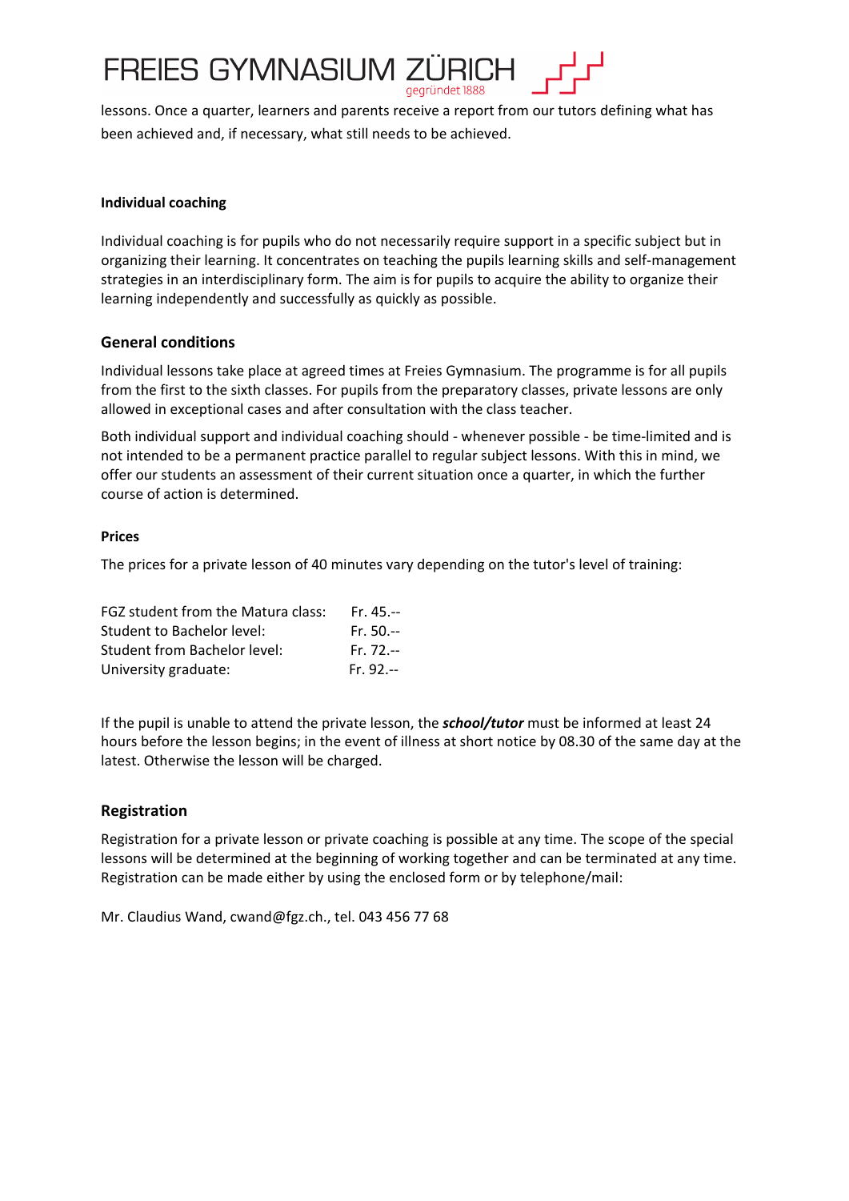lessons. Once a quarter, learners and parents receive a report from our tutors defining what has been achieved and, if necessary, what still needs to be achieved.

**Individual coaching**

Individual coaching is for pupils who do not necessarily require support in a specific subject but in organizing their learning. It concentrates on teaching the pupils learning skills and self-management strategies in an interdisciplinary form. The aim is for pupils to acquire the ability to organize their learning independently and successfully as quickly as possible.

## General conditions

Individual lessons take place at agreed times at Freies Gymnasium. The programme is for all pupils from the first to the sixth classes. For pupils from the preparatory classes, private lessons are only allowed in exceptional cases and after consultation with the class teacher.

Both individual support and individual coaching should - whenever possible - be time-limited and is not intended to be a permanent practice parallel to regular subject lessons. With this in mind, we offer our students an assessment of their current situation once a quarter, in which the further course of action is determined.

**Prices**

The prices for a private lesson of 40 minutes vary depending on the tutor's level of training:

| | |
|---|---|
| FGZ student from the Matura class: | Fr. 45.-- |
| Student to Bachelor level: | Fr. 50.-- |
| Student from Bachelor level: | Fr. 72.-- |
| University graduate: | Fr. 92.-- |

If the pupil is unable to attend the private lesson, the ***school/tutor*** must be informed at least 24 hours before the lesson begins; in the event of illness at short notice by 08.30 of the same day at the latest. Otherwise the lesson will be charged.

## Registration

Registration for a private lesson or private coaching is possible at any time. The scope of the special lessons will be determined at the beginning of working together and can be terminated at any time. Registration can be made either by using the enclosed form or by telephone/mail:

Mr. Claudius Wand, cwand@fgz.ch., tel. 043 456 77 68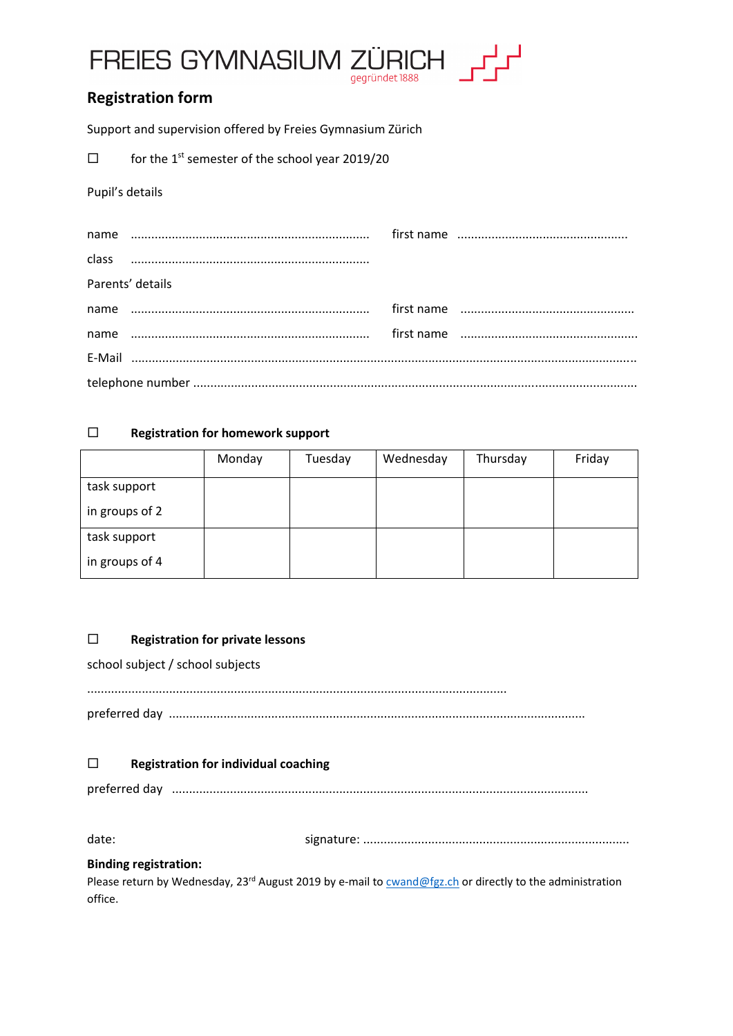FREIES GYMNASIUM ZÜRICH
gegründet 1888

## Registration form

Support and supervision offered by Freies Gymnasium Zürich

☐ for the 1st semester of the school year 2019/20

Pupil's details

name .................................................................... first name .................................................

class ....................................................................

Parents' details

name .................................................................... first name ..................................................

name .................................................................... first name ...................................................

E-Mail ...............................................................................................................................................

telephone number ..............................................................................................................................

☐ **Registration for homework support**

| | Monday | Tuesday | Wednesday | Thursday | Friday |
|---|---|---|---|---|---|
| task support in groups of 2 | | | | | |
| task support in groups of 4 | | | | | |

☐ **Registration for private lessons**

school subject / school subjects

........................................................................................................................

preferred day .......................................................................................................................

☐ **Registration for individual coaching**

preferred day .......................................................................................................................

date: signature: ............................................................................

**Binding registration:**
Please return by Wednesday, 23rd August 2019 by e-mail to cwand@fgz.ch or directly to the administration office.